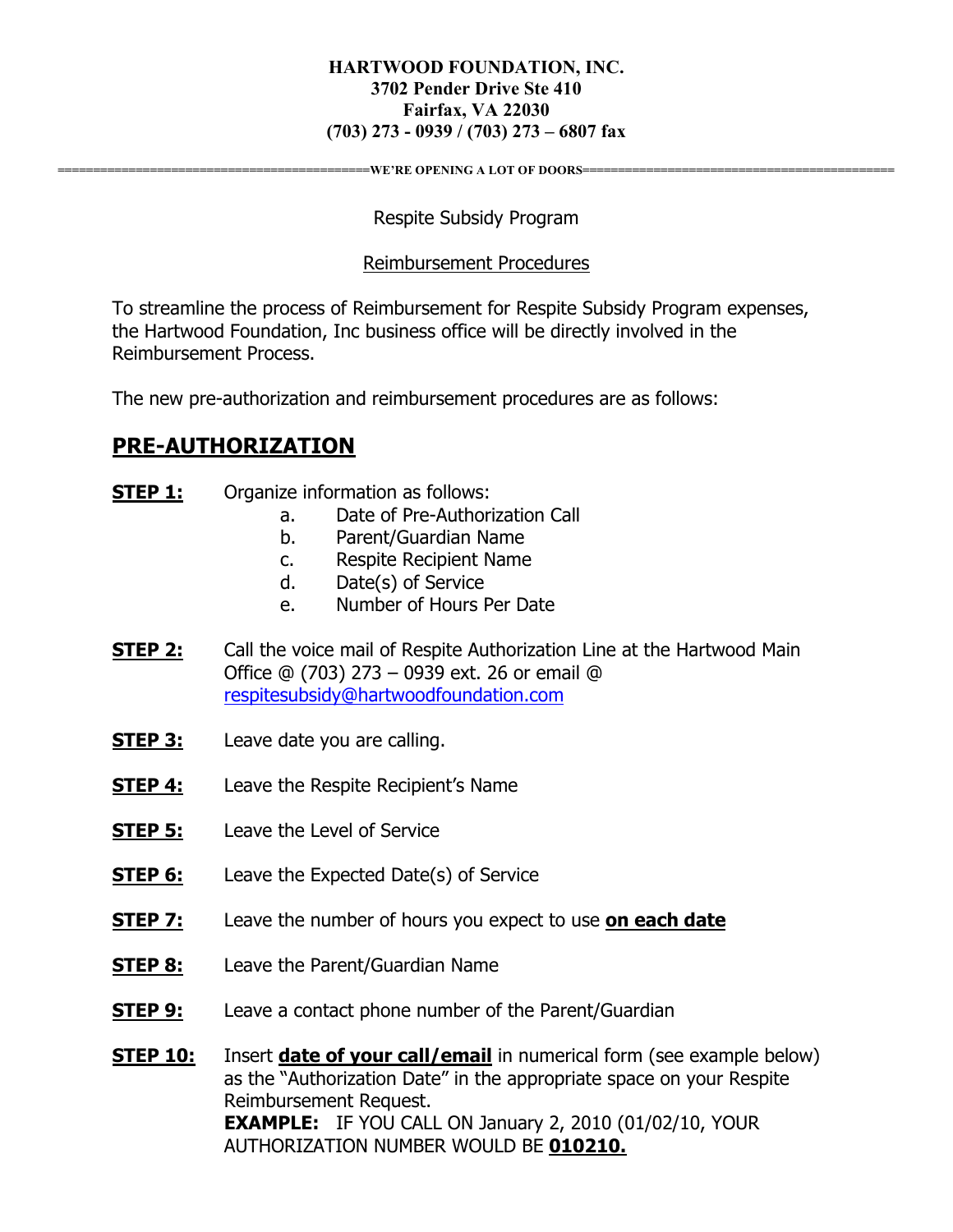**HARTWOOD FOUNDATION, INC.**
**3702 Pender Drive Ste 410**
**Fairfax, VA 22030**
**(703) 273 - 0939 / (703) 273 – 6807 fax**

=========================================WE'RE OPENING A LOT OF DOORS=========================================

Respite Subsidy Program

Reimbursement Procedures

To streamline the process of Reimbursement for Respite Subsidy Program expenses, the Hartwood Foundation, Inc business office will be directly involved in the Reimbursement Process.

The new pre-authorization and reimbursement procedures are as follows:

## PRE-AUTHORIZATION

**STEP 1:** Organize information as follows:

- a. Date of Pre-Authorization Call
- b. Parent/Guardian Name
- c. Respite Recipient Name
- d. Date(s) of Service
- e. Number of Hours Per Date

**STEP 2:** Call the voice mail of Respite Authorization Line at the Hartwood Main Office @ (703) 273 – 0939 ext. 26 or email @ respitesubsidy@hartwoodfoundation.com

**STEP 3:** Leave date you are calling.

**STEP 4:** Leave the Respite Recipient's Name

**STEP 5:** Leave the Level of Service

**STEP 6:** Leave the Expected Date(s) of Service

**STEP 7:** Leave the number of hours you expect to use **on each date**

**STEP 8:** Leave the Parent/Guardian Name

**STEP 9:** Leave a contact phone number of the Parent/Guardian

**STEP 10:** Insert **date of your call/email** in numerical form (see example below) as the "Authorization Date" in the appropriate space on your Respite Reimbursement Request.
**EXAMPLE:** IF YOU CALL ON January 2, 2010 (01/02/10, YOUR AUTHORIZATION NUMBER WOULD BE **010210.**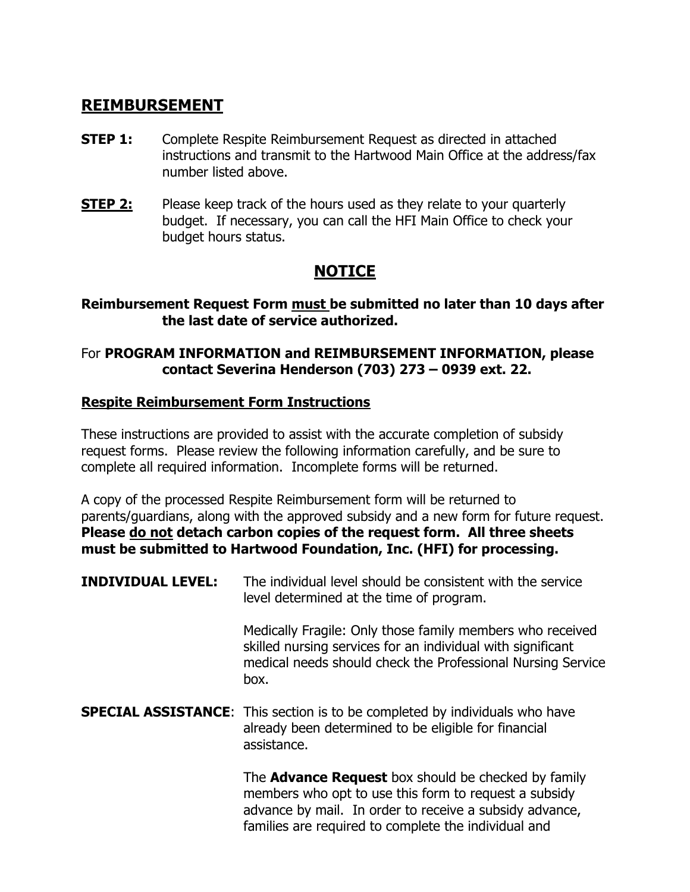## REIMBURSEMENT

**STEP 1:** Complete Respite Reimbursement Request as directed in attached instructions and transmit to the Hartwood Main Office at the address/fax number listed above.

**STEP 2:** Please keep track of the hours used as they relate to your quarterly budget. If necessary, you can call the HFI Main Office to check your budget hours status.

## NOTICE

**Reimbursement Request Form must be submitted no later than 10 days after the last date of service authorized.**

For **PROGRAM INFORMATION and REIMBURSEMENT INFORMATION, please contact Severina Henderson (703) 273 – 0939 ext. 22.**

### Respite Reimbursement Form Instructions

These instructions are provided to assist with the accurate completion of subsidy request forms. Please review the following information carefully, and be sure to complete all required information. Incomplete forms will be returned.

A copy of the processed Respite Reimbursement form will be returned to parents/guardians, along with the approved subsidy and a new form for future request. **Please do not detach carbon copies of the request form. All three sheets must be submitted to Hartwood Foundation, Inc. (HFI) for processing.**

**INDIVIDUAL LEVEL:** The individual level should be consistent with the service level determined at the time of program.

Medically Fragile: Only those family members who received skilled nursing services for an individual with significant medical needs should check the Professional Nursing Service box.

**SPECIAL ASSISTANCE**: This section is to be completed by individuals who have already been determined to be eligible for financial assistance.

The **Advance Request** box should be checked by family members who opt to use this form to request a subsidy advance by mail. In order to receive a subsidy advance, families are required to complete the individual and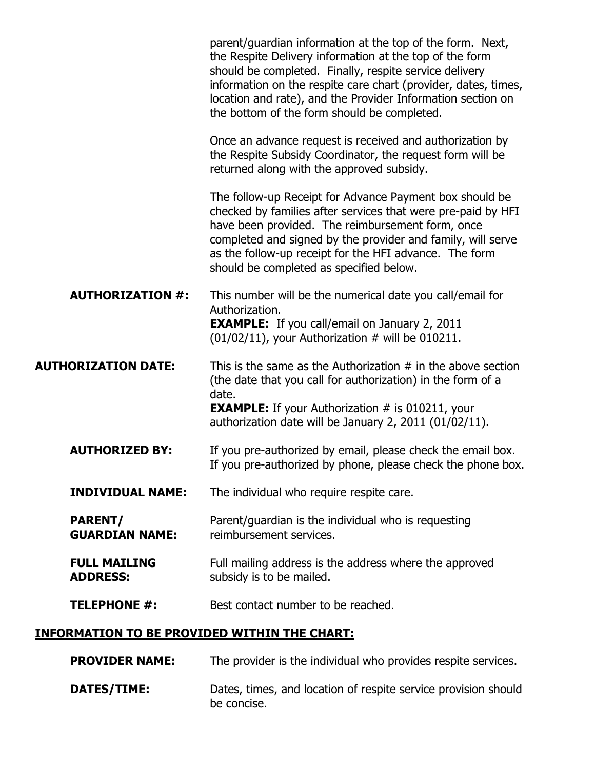parent/guardian information at the top of the form. Next, the Respite Delivery information at the top of the form should be completed. Finally, respite service delivery information on the respite care chart (provider, dates, times, location and rate), and the Provider Information section on the bottom of the form should be completed.

Once an advance request is received and authorization by the Respite Subsidy Coordinator, the request form will be returned along with the approved subsidy.

The follow-up Receipt for Advance Payment box should be checked by families after services that were pre-paid by HFI have been provided. The reimbursement form, once completed and signed by the provider and family, will serve as the follow-up receipt for the HFI advance. The form should be completed as specified below.

**AUTHORIZATION #:** This number will be the numerical date you call/email for Authorization.
**EXAMPLE:** If you call/email on January 2, 2011 (01/02/11), your Authorization # will be 010211.

**AUTHORIZATION DATE:** This is the same as the Authorization # in the above section (the date that you call for authorization) in the form of a date.
**EXAMPLE:** If your Authorization # is 010211, your authorization date will be January 2, 2011 (01/02/11).

**AUTHORIZED BY:** If you pre-authorized by email, please check the email box. If you pre-authorized by phone, please check the phone box.

**INDIVIDUAL NAME:** The individual who require respite care.

**PARENT/ GUARDIAN NAME:** Parent/guardian is the individual who is requesting reimbursement services.

**FULL MAILING ADDRESS:** Full mailing address is the address where the approved subsidy is to be mailed.

**TELEPHONE #:** Best contact number to be reached.

## INFORMATION TO BE PROVIDED WITHIN THE CHART:

**PROVIDER NAME:** The provider is the individual who provides respite services.

**DATES/TIME:** Dates, times, and location of respite service provision should be concise.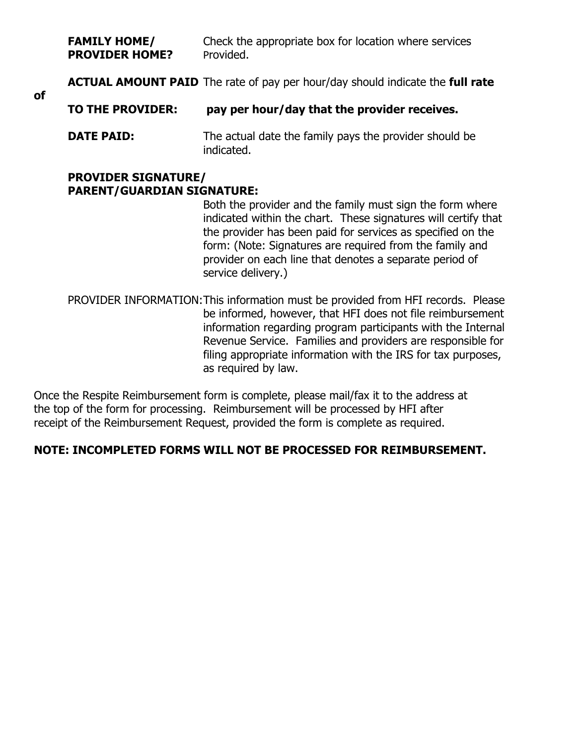**FAMILY HOME/ PROVIDER HOME?** Check the appropriate box for location where services Provided.

**ACTUAL AMOUNT PAID TO THE PROVIDER:** The rate of pay per hour/day should indicate the **full rate of pay per hour/day that the provider receives.**

**DATE PAID:** The actual date the family pays the provider should be indicated.

**PROVIDER SIGNATURE/ PARENT/GUARDIAN SIGNATURE:**

Both the provider and the family must sign the form where indicated within the chart. These signatures will certify that the provider has been paid for services as specified on the form: (Note: Signatures are required from the family and provider on each line that denotes a separate period of service delivery.)

PROVIDER INFORMATION: This information must be provided from HFI records. Please be informed, however, that HFI does not file reimbursement information regarding program participants with the Internal Revenue Service. Families and providers are responsible for filing appropriate information with the IRS for tax purposes, as required by law.

Once the Respite Reimbursement form is complete, please mail/fax it to the address at the top of the form for processing. Reimbursement will be processed by HFI after receipt of the Reimbursement Request, provided the form is complete as required.

**NOTE: INCOMPLETED FORMS WILL NOT BE PROCESSED FOR REIMBURSEMENT.**